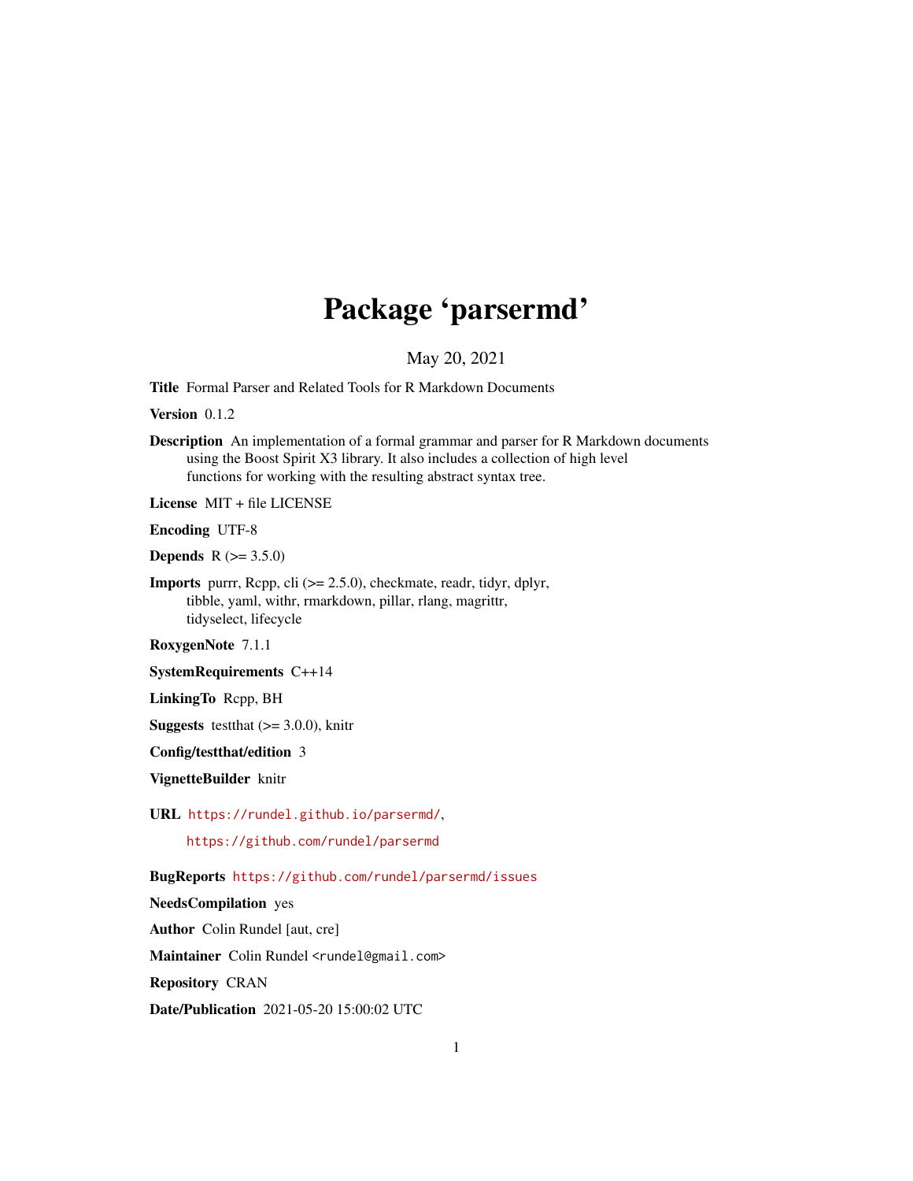# Package 'parsermd'

May 20, 2021

**Title** Formal Parser and Related Tools for R Markdown Documents

**Version** 0.1.2

**Description** An implementation of a formal grammar and parser for R Markdown documents using the Boost Spirit X3 library. It also includes a collection of high level functions for working with the resulting abstract syntax tree.

**License** MIT + file LICENSE

**Encoding** UTF-8

**Depends** R (>= 3.5.0)

**Imports** purrr, Rcpp, cli (>= 2.5.0), checkmate, readr, tidyr, dplyr, tibble, yaml, withr, rmarkdown, pillar, rlang, magrittr, tidyselect, lifecycle

**RoxygenNote** 7.1.1

**SystemRequirements** C++14

**LinkingTo** Rcpp, BH

**Suggests** testthat (>= 3.0.0), knitr

**Config/testthat/edition** 3

**VignetteBuilder** knitr

**URL** https://rundel.github.io/parsermd/,

https://github.com/rundel/parsermd

**BugReports** https://github.com/rundel/parsermd/issues

**NeedsCompilation** yes

**Author** Colin Rundel [aut, cre]

**Maintainer** Colin Rundel <rundel@gmail.com>

**Repository** CRAN

**Date/Publication** 2021-05-20 15:00:02 UTC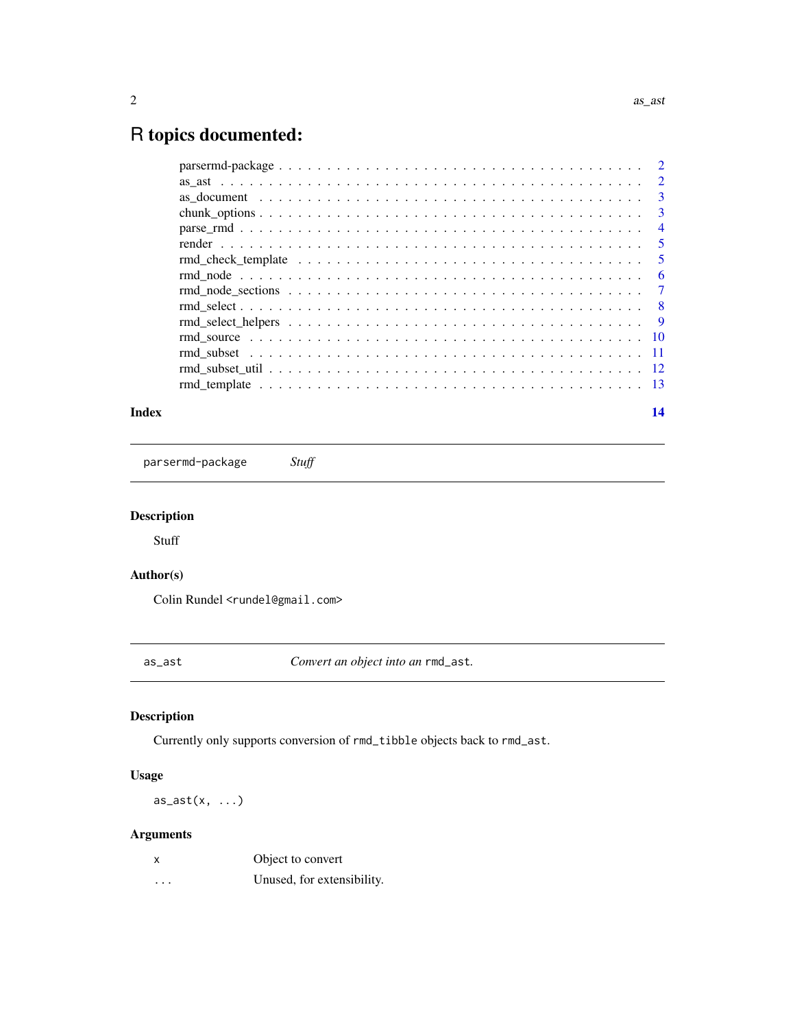# R topics documented:

| | |
|---|---|
| parsermd-package | 2 |
| as_ast | 2 |
| as_document | 3 |
| chunk_options | 3 |
| parse_rmd | 4 |
| render | 5 |
| rmd_check_template | 5 |
| rmd_node | 6 |
| rmd_node_sections | 7 |
| rmd_select | 8 |
| rmd_select_helpers | 9 |
| rmd_source | 10 |
| rmd_subset | 11 |
| rmd_subset_util | 12 |
| rmd_template | 13 |
| **Index** | **14** |

---

`parsermd-package` *Stuff*

---

### Description

Stuff

### Author(s)

Colin Rundel `<rundel@gmail.com>`

---

`as_ast` *Convert an object into an* `rmd_ast`*.*

---

### Description

Currently only supports conversion of `rmd_tibble` objects back to `rmd_ast`.

### Usage

```
as_ast(x, ...)
```

### Arguments

| | |
|---|---|
| `x` | Object to convert |
| `...` | Unused, for extensibility. |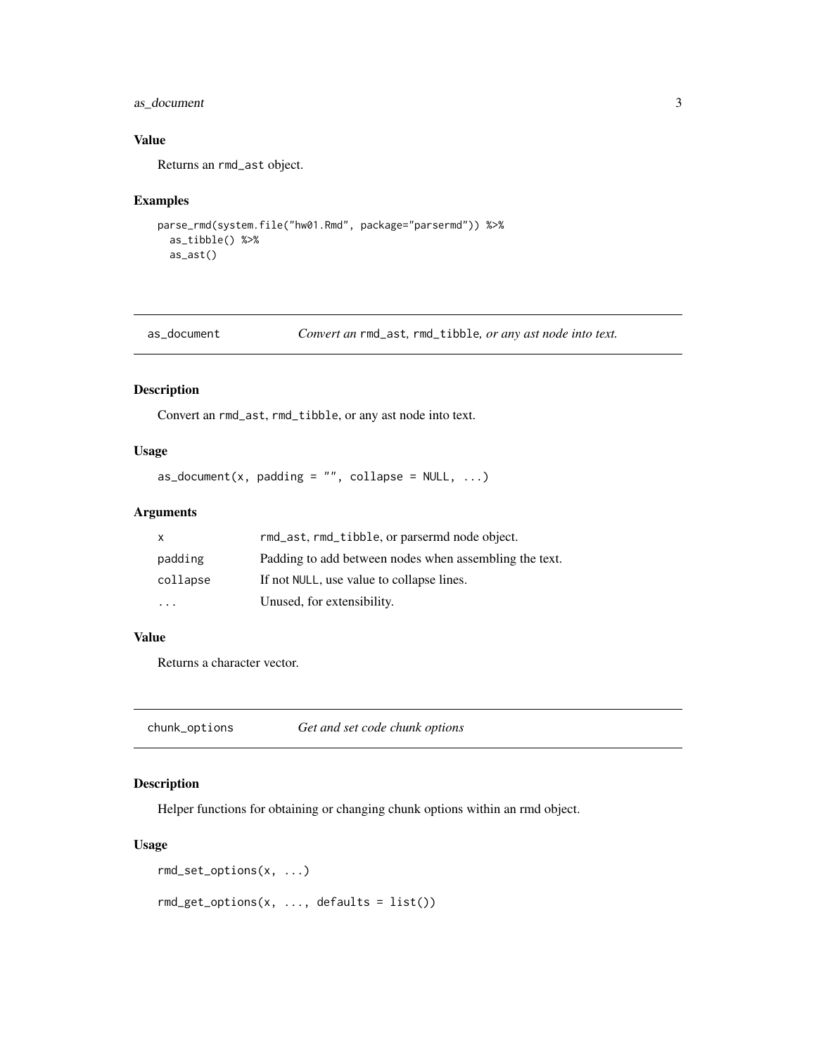### Value

Returns an `rmd_ast` object.

### Examples

```
parse_rmd(system.file("hw01.Rmd", package="parsermd")) %>%
  as_tibble() %>%
  as_ast()
```

---

## as_document — *Convert an* `rmd_ast`*,* `rmd_tibble`*, or any ast node into text.*

### Description

Convert an `rmd_ast`, `rmd_tibble`, or any ast node into text.

### Usage

```
as_document(x, padding = "", collapse = NULL, ...)
```

### Arguments

| | |
|---|---|
| `x` | `rmd_ast`, `rmd_tibble`, or parsermd node object. |
| `padding` | Padding to add between nodes when assembling the text. |
| `collapse` | If not `NULL`, use value to collapse lines. |
| `...` | Unused, for extensibility. |

### Value

Returns a character vector.

---

## chunk_options — *Get and set code chunk options*

### Description

Helper functions for obtaining or changing chunk options within an rmd object.

### Usage

```
rmd_set_options(x, ...)

rmd_get_options(x, ..., defaults = list())
```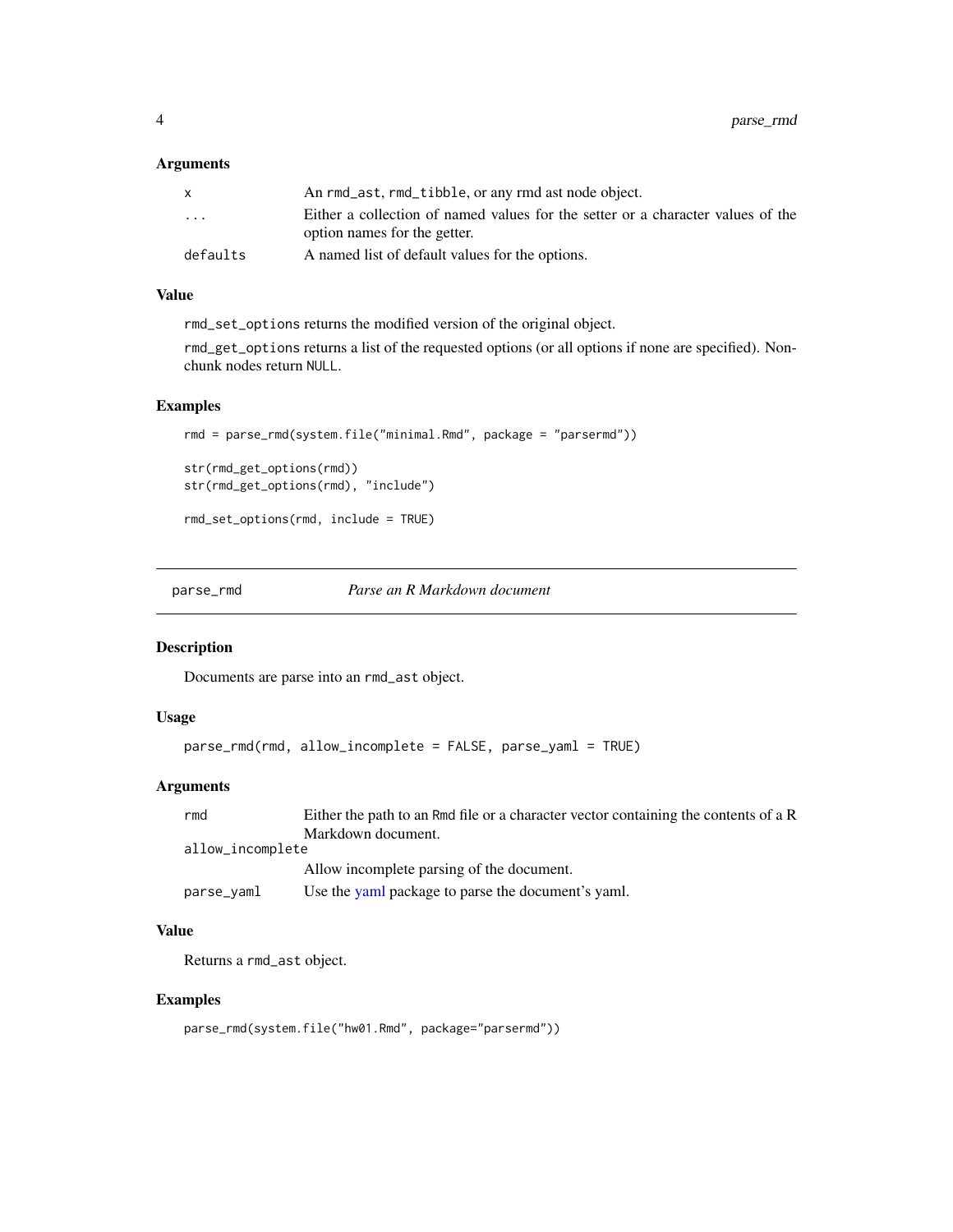### Arguments

| | |
|---|---|
| x | An rmd_ast, rmd_tibble, or any rmd ast node object. |
| ... | Either a collection of named values for the setter or a character values of the option names for the getter. |
| defaults | A named list of default values for the options. |

### Value

rmd_set_options returns the modified version of the original object.

rmd_get_options returns a list of the requested options (or all options if none are specified). Non-chunk nodes return NULL.

### Examples

```
rmd = parse_rmd(system.file("minimal.Rmd", package = "parsermd"))

str(rmd_get_options(rmd))
str(rmd_get_options(rmd), "include")

rmd_set_options(rmd, include = TRUE)
```

---

## parse_rmd — *Parse an R Markdown document*

### Description

Documents are parse into an rmd_ast object.

### Usage

```
parse_rmd(rmd, allow_incomplete = FALSE, parse_yaml = TRUE)
```

### Arguments

| | |
|---|---|
| rmd | Either the path to an Rmd file or a character vector containing the contents of a R Markdown document. |
| allow_incomplete | Allow incomplete parsing of the document. |
| parse_yaml | Use the yaml package to parse the document's yaml. |

### Value

Returns a rmd_ast object.

### Examples

```
parse_rmd(system.file("hw01.Rmd", package="parsermd"))
```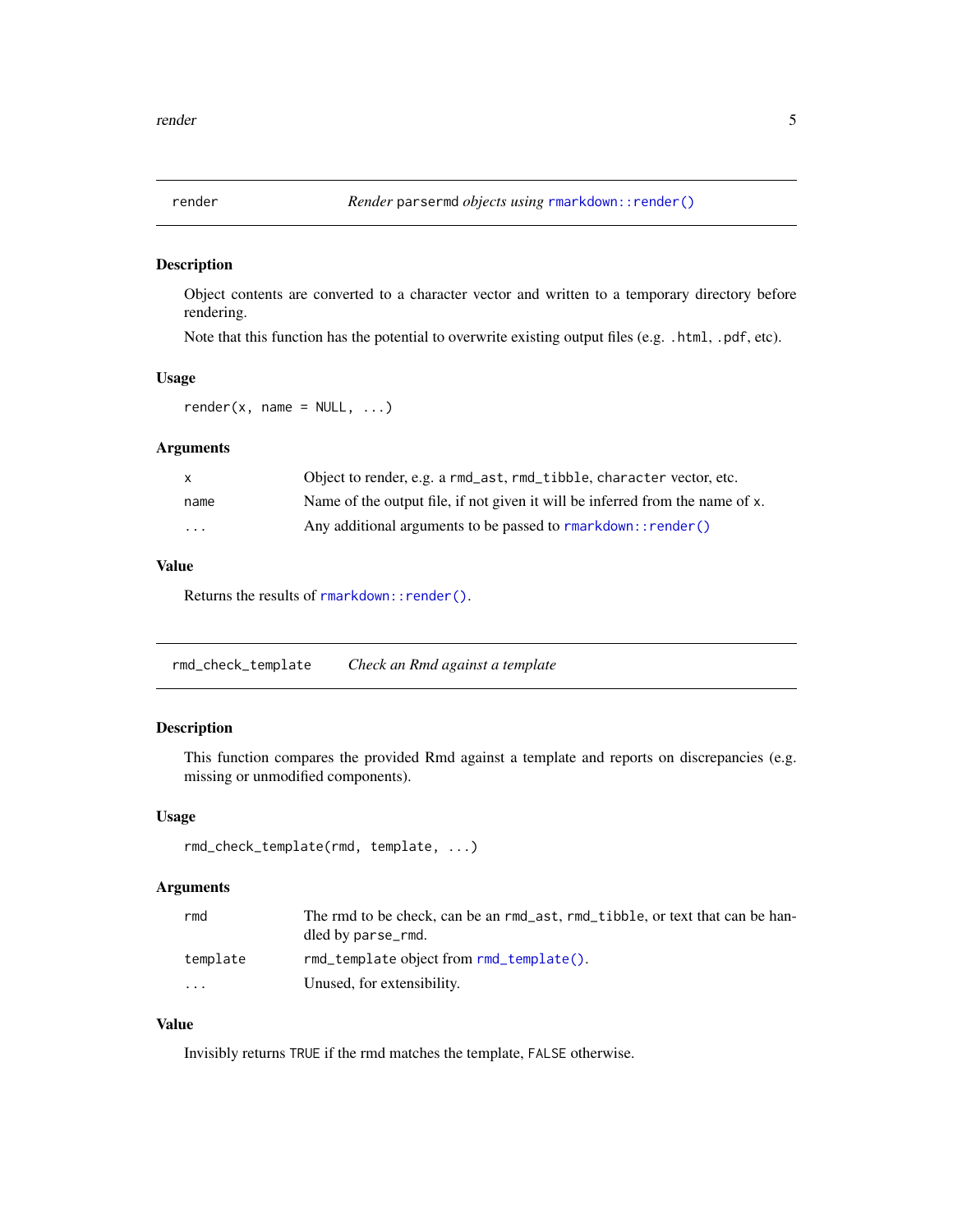## render — *Render* `parsermd` *objects using* `rmarkdown::render()`

### Description

Object contents are converted to a character vector and written to a temporary directory before rendering.

Note that this function has the potential to overwrite existing output files (e.g. `.html`, `.pdf`, etc).

### Usage

```
render(x, name = NULL, ...)
```

### Arguments

| | |
|---|---|
| `x` | Object to render, e.g. a `rmd_ast`, `rmd_tibble`, `character` vector, etc. |
| `name` | Name of the output file, if not given it will be inferred from the name of `x`. |
| `...` | Any additional arguments to be passed to `rmarkdown::render()` |

### Value

Returns the results of `rmarkdown::render()`.

## rmd_check_template — *Check an Rmd against a template*

### Description

This function compares the provided Rmd against a template and reports on discrepancies (e.g. missing or unmodified components).

### Usage

```
rmd_check_template(rmd, template, ...)
```

### Arguments

| | |
|---|---|
| `rmd` | The rmd to be check, can be an `rmd_ast`, `rmd_tibble`, or text that can be handled by `parse_rmd`. |
| `template` | `rmd_template` object from `rmd_template()`. |
| `...` | Unused, for extensibility. |

### Value

Invisibly returns `TRUE` if the rmd matches the template, `FALSE` otherwise.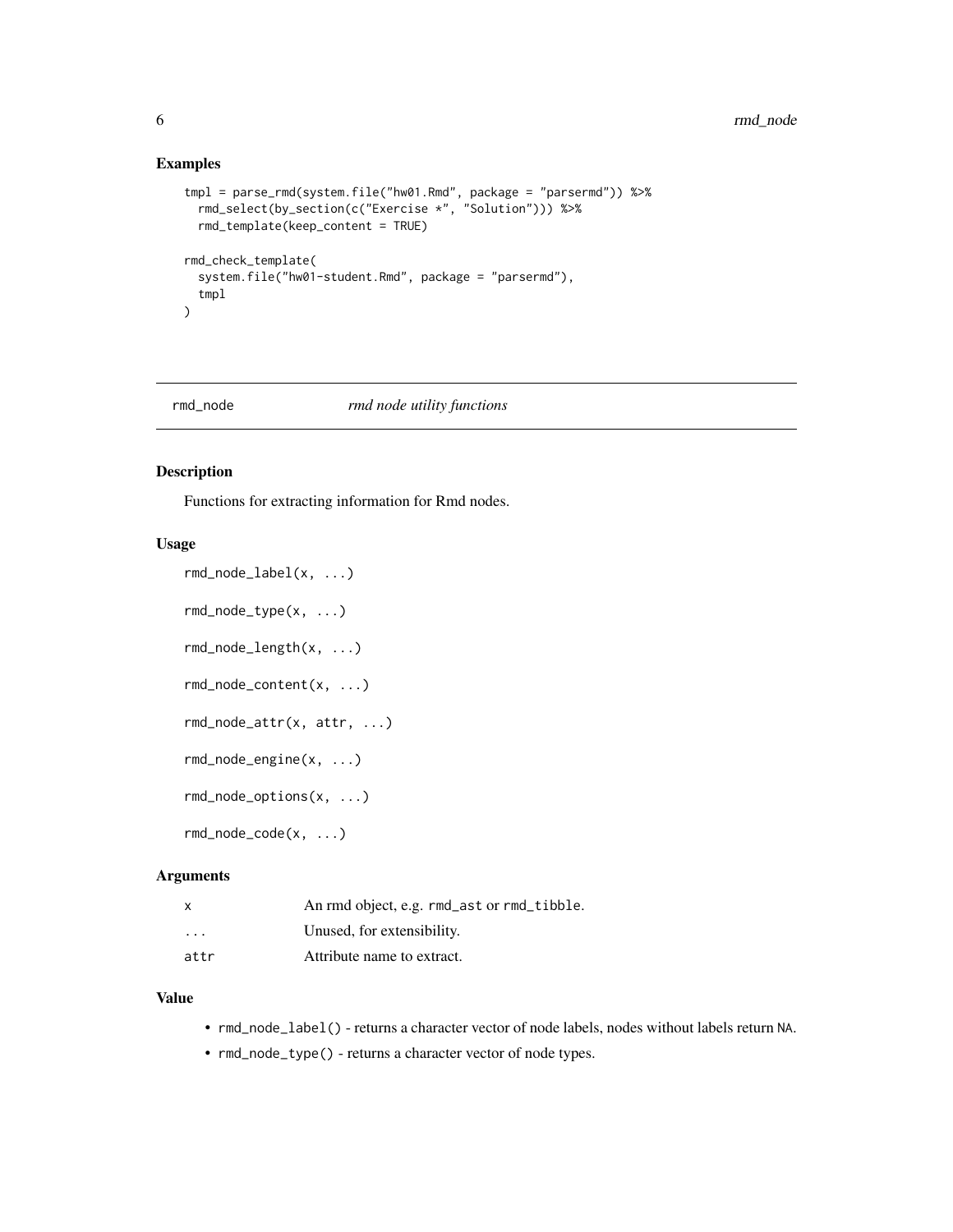## Examples

```
tmpl = parse_rmd(system.file("hw01.Rmd", package = "parsermd")) %>%
  rmd_select(by_section(c("Exercise *", "Solution"))) %>%
  rmd_template(keep_content = TRUE)

rmd_check_template(
  system.file("hw01-student.Rmd", package = "parsermd"),
  tmpl
)
```

---

# rmd_node — *rmd node utility functions*

---

## Description

Functions for extracting information for Rmd nodes.

## Usage

```
rmd_node_label(x, ...)

rmd_node_type(x, ...)

rmd_node_length(x, ...)

rmd_node_content(x, ...)

rmd_node_attr(x, attr, ...)

rmd_node_engine(x, ...)

rmd_node_options(x, ...)

rmd_node_code(x, ...)
```

## Arguments

| | |
|---|---|
| `x` | An rmd object, e.g. `rmd_ast` or `rmd_tibble`. |
| `...` | Unused, for extensibility. |
| `attr` | Attribute name to extract. |

## Value

- `rmd_node_label()` - returns a character vector of node labels, nodes without labels return `NA`.
- `rmd_node_type()` - returns a character vector of node types.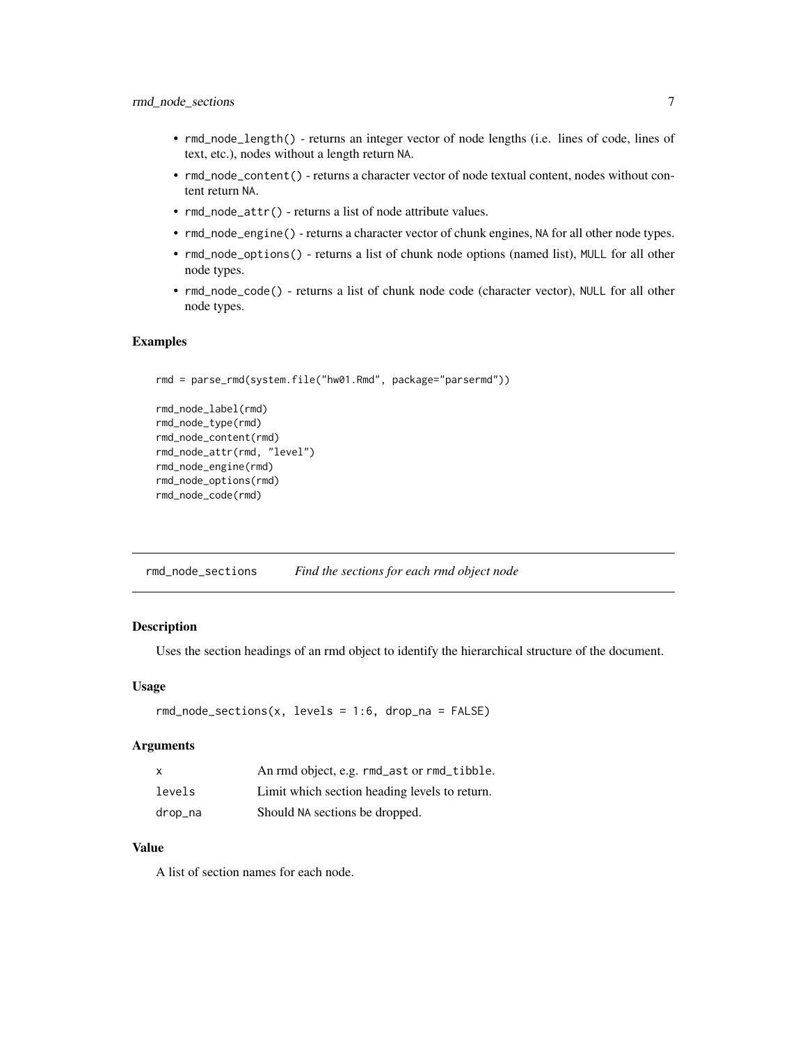- `rmd_node_length()` - returns an integer vector of node lengths (i.e. lines of code, lines of text, etc.), nodes without a length return `NA`.
- `rmd_node_content()` - returns a character vector of node textual content, nodes without content return `NA`.
- `rmd_node_attr()` - returns a list of node attribute values.
- `rmd_node_engine()` - returns a character vector of chunk engines, `NA` for all other node types.
- `rmd_node_options()` - returns a list of chunk node options (named list), `NULL` for all other node types.
- `rmd_node_code()` - returns a list of chunk node code (character vector), `NULL` for all other node types.

### Examples

```
rmd = parse_rmd(system.file("hw01.Rmd", package="parsermd"))

rmd_node_label(rmd)
rmd_node_type(rmd)
rmd_node_content(rmd)
rmd_node_attr(rmd, "level")
rmd_node_engine(rmd)
rmd_node_options(rmd)
rmd_node_code(rmd)
```

## `rmd_node_sections` *Find the sections for each rmd object node*

### Description

Uses the section headings of an rmd object to identify the hierarchical structure of the document.

### Usage

```
rmd_node_sections(x, levels = 1:6, drop_na = FALSE)
```

### Arguments

| | |
|---|---|
| `x` | An rmd object, e.g. `rmd_ast` or `rmd_tibble`. |
| `levels` | Limit which section heading levels to return. |
| `drop_na` | Should `NA` sections be dropped. |

### Value

A list of section names for each node.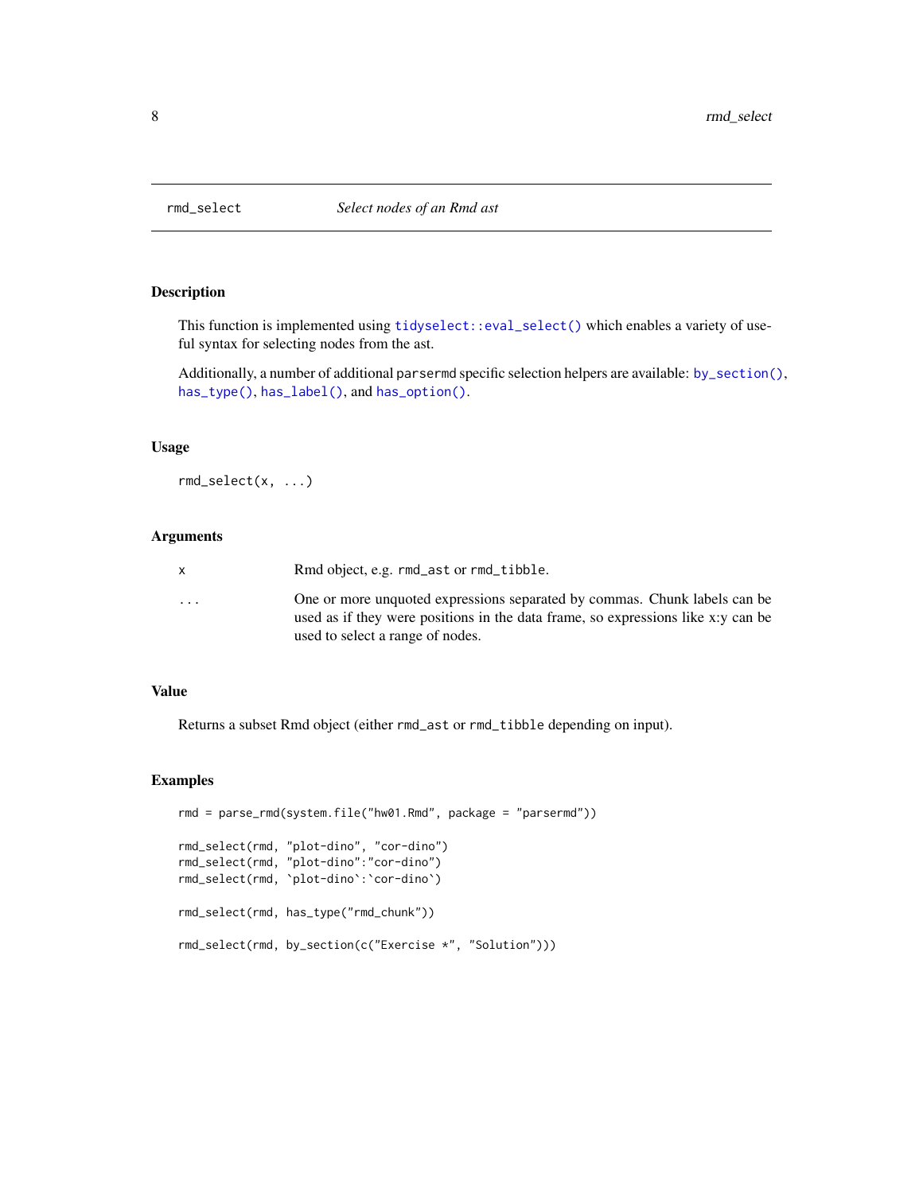# rmd_select *Select nodes of an Rmd ast*

## Description

This function is implemented using `tidyselect::eval_select()` which enables a variety of useful syntax for selecting nodes from the ast.

Additionally, a number of additional `parsermd` specific selection helpers are available: `by_section()`, `has_type()`, `has_label()`, and `has_option()`.

## Usage

```
rmd_select(x, ...)
```

## Arguments

| | |
|---|---|
| `x` | Rmd object, e.g. `rmd_ast` or `rmd_tibble`. |
| `...` | One or more unquoted expressions separated by commas. Chunk labels can be used as if they were positions in the data frame, so expressions like x:y can be used to select a range of nodes. |

## Value

Returns a subset Rmd object (either `rmd_ast` or `rmd_tibble` depending on input).

## Examples

```
rmd = parse_rmd(system.file("hw01.Rmd", package = "parsermd"))

rmd_select(rmd, "plot-dino", "cor-dino")
rmd_select(rmd, "plot-dino":"cor-dino")
rmd_select(rmd, `plot-dino`:`cor-dino`)

rmd_select(rmd, has_type("rmd_chunk"))

rmd_select(rmd, by_section(c("Exercise *", "Solution")))
```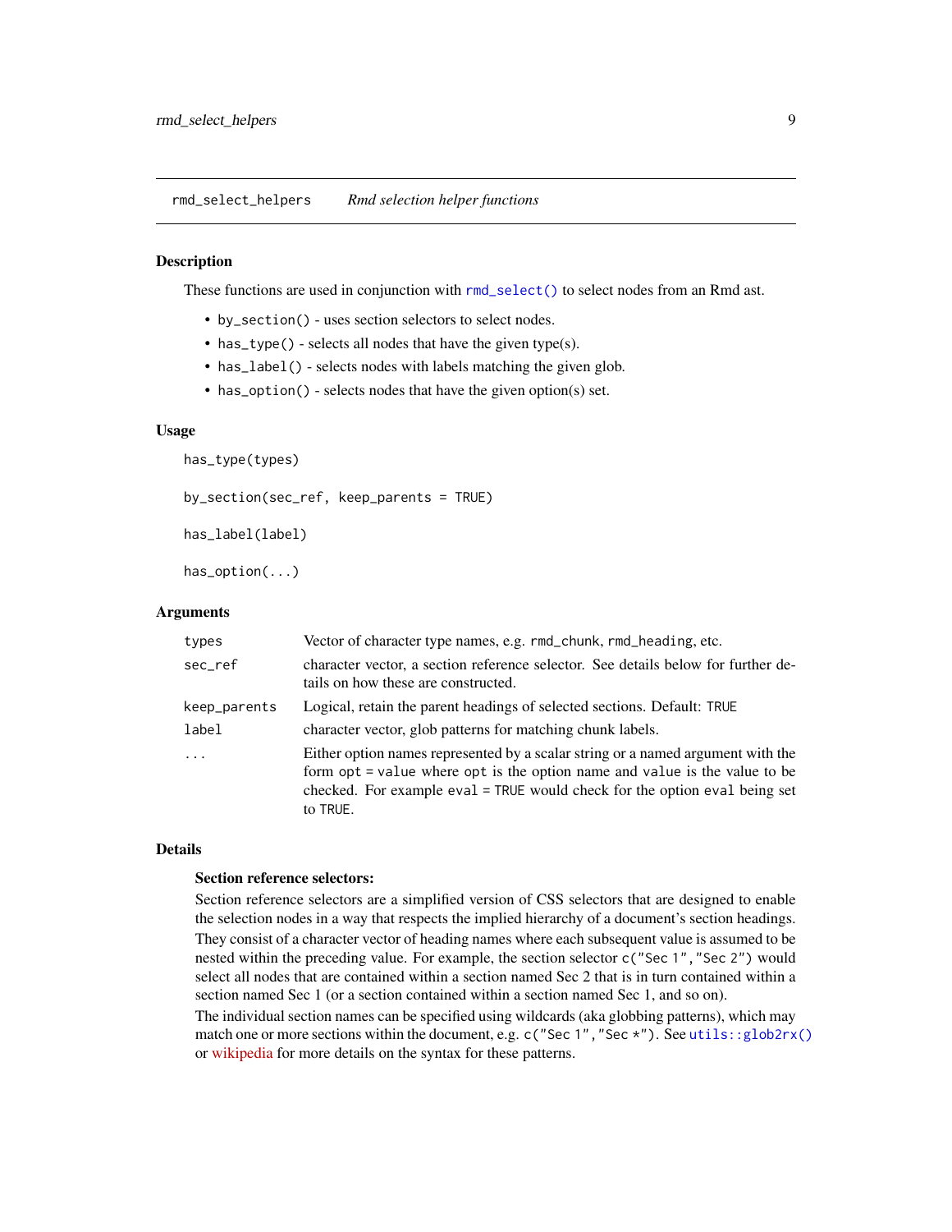## rmd_select_helpers *Rmd selection helper functions*

### Description

These functions are used in conjunction with `rmd_select()` to select nodes from an Rmd ast.

- `by_section()` - uses section selectors to select nodes.
- `has_type()` - selects all nodes that have the given type(s).
- `has_label()` - selects nodes with labels matching the given glob.
- `has_option()` - selects nodes that have the given option(s) set.

### Usage

```
has_type(types)

by_section(sec_ref, keep_parents = TRUE)

has_label(label)

has_option(...)
```

### Arguments

| | |
|---|---|
| `types` | Vector of character type names, e.g. `rmd_chunk`, `rmd_heading`, etc. |
| `sec_ref` | character vector, a section reference selector. See details below for further details on how these are constructed. |
| `keep_parents` | Logical, retain the parent headings of selected sections. Default: `TRUE` |
| `label` | character vector, glob patterns for matching chunk labels. |
| `...` | Either option names represented by a scalar string or a named argument with the form `opt = value` where `opt` is the option name and `value` is the value to be checked. For example `eval = TRUE` would check for the option `eval` being set to `TRUE`. |

### Details

**Section reference selectors:**

Section reference selectors are a simplified version of CSS selectors that are designed to enable the selection nodes in a way that respects the implied hierarchy of a document's section headings. They consist of a character vector of heading names where each subsequent value is assumed to be nested within the preceding value. For example, the section selector `c("Sec 1","Sec 2")` would select all nodes that are contained within a section named Sec 2 that is in turn contained within a section named Sec 1 (or a section contained within a section named Sec 1, and so on).

The individual section names can be specified using wildcards (aka globbing patterns), which may match one or more sections within the document, e.g. `c("Sec 1","Sec *")`. See `utils::glob2rx()` or wikipedia for more details on the syntax for these patterns.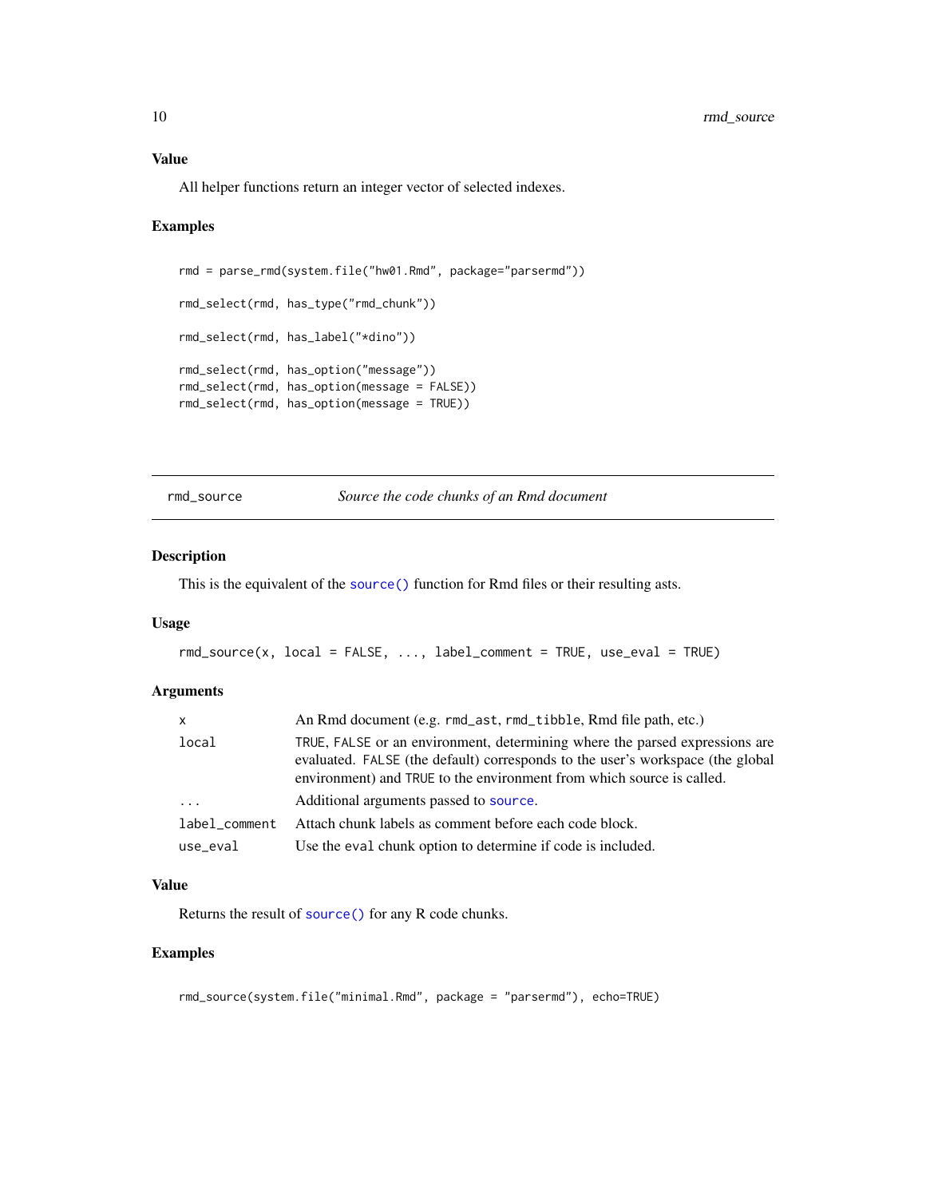### Value

All helper functions return an integer vector of selected indexes.

### Examples

```
rmd = parse_rmd(system.file("hw01.Rmd", package="parsermd"))

rmd_select(rmd, has_type("rmd_chunk"))

rmd_select(rmd, has_label("*dino"))

rmd_select(rmd, has_option("message"))
rmd_select(rmd, has_option(message = FALSE))
rmd_select(rmd, has_option(message = TRUE))
```

---

## rmd_source — *Source the code chunks of an Rmd document*

### Description

This is the equivalent of the `source()` function for Rmd files or their resulting asts.

### Usage

```
rmd_source(x, local = FALSE, ..., label_comment = TRUE, use_eval = TRUE)
```

### Arguments

| | |
|---|---|
| `x` | An Rmd document (e.g. `rmd_ast`, `rmd_tibble`, Rmd file path, etc.) |
| `local` | `TRUE`, `FALSE` or an environment, determining where the parsed expressions are evaluated. `FALSE` (the default) corresponds to the user's workspace (the global environment) and `TRUE` to the environment from which source is called. |
| `...` | Additional arguments passed to `source`. |
| `label_comment` | Attach chunk labels as comment before each code block. |
| `use_eval` | Use the `eval` chunk option to determine if code is included. |

### Value

Returns the result of `source()` for any R code chunks.

### Examples

```
rmd_source(system.file("minimal.Rmd", package = "parsermd"), echo=TRUE)
```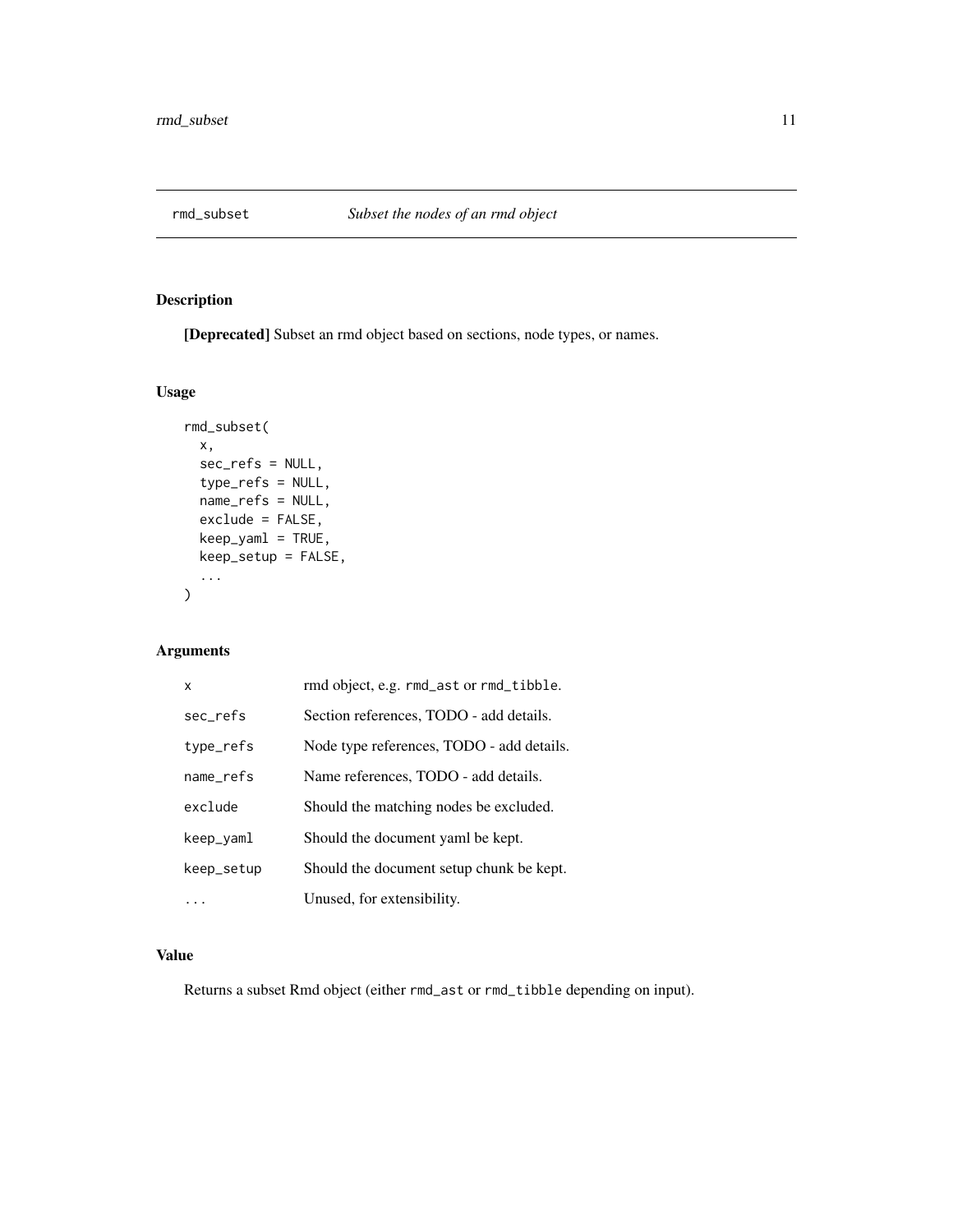# rmd_subset — *Subset the nodes of an rmd object*

## Description

**[Deprecated]** Subset an rmd object based on sections, node types, or names.

## Usage

```
rmd_subset(
  x,
  sec_refs = NULL,
  type_refs = NULL,
  name_refs = NULL,
  exclude = FALSE,
  keep_yaml = TRUE,
  keep_setup = FALSE,
  ...
)
```

## Arguments

| | |
|---|---|
| x | rmd object, e.g. `rmd_ast` or `rmd_tibble`. |
| sec_refs | Section references, TODO - add details. |
| type_refs | Node type references, TODO - add details. |
| name_refs | Name references, TODO - add details. |
| exclude | Should the matching nodes be excluded. |
| keep_yaml | Should the document yaml be kept. |
| keep_setup | Should the document setup chunk be kept. |
| ... | Unused, for extensibility. |

## Value

Returns a subset Rmd object (either `rmd_ast` or `rmd_tibble` depending on input).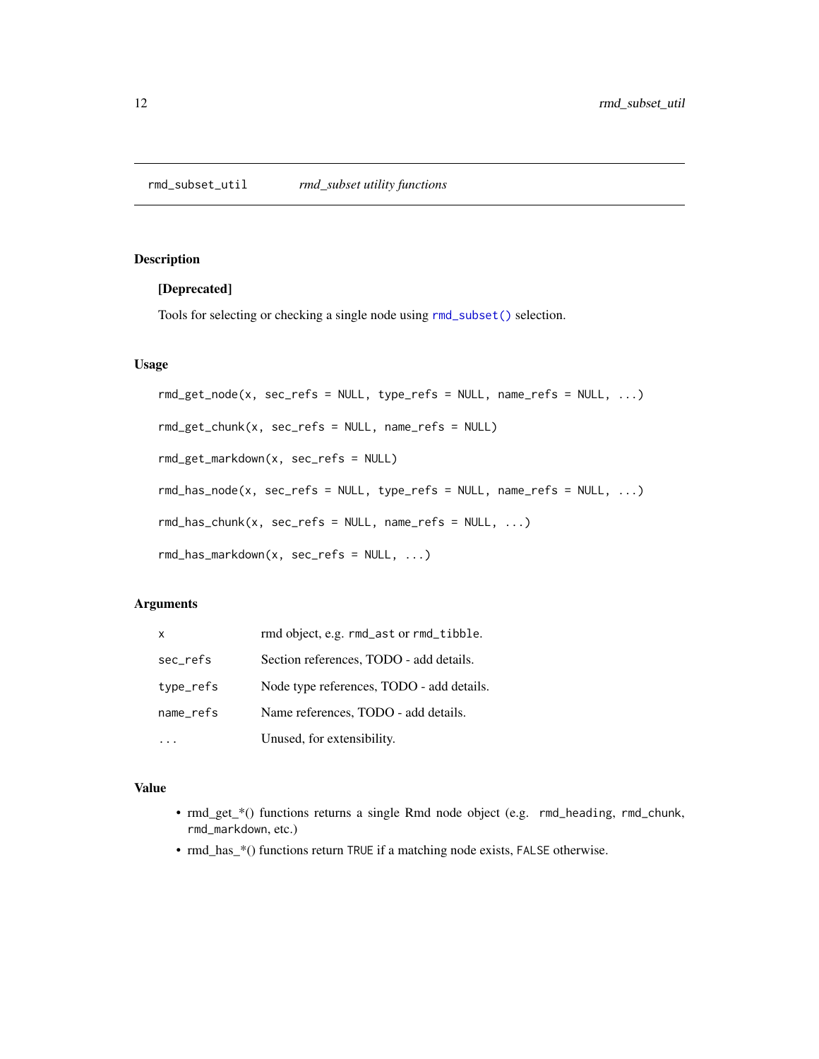# rmd_subset_util — *rmd_subset utility functions*

## Description

**[Deprecated]**

Tools for selecting or checking a single node using `rmd_subset()` selection.

## Usage

```
rmd_get_node(x, sec_refs = NULL, type_refs = NULL, name_refs = NULL, ...)

rmd_get_chunk(x, sec_refs = NULL, name_refs = NULL)

rmd_get_markdown(x, sec_refs = NULL)

rmd_has_node(x, sec_refs = NULL, type_refs = NULL, name_refs = NULL, ...)

rmd_has_chunk(x, sec_refs = NULL, name_refs = NULL, ...)

rmd_has_markdown(x, sec_refs = NULL, ...)
```

## Arguments

| | |
|---|---|
| `x` | rmd object, e.g. `rmd_ast` or `rmd_tibble`. |
| `sec_refs` | Section references, TODO - add details. |
| `type_refs` | Node type references, TODO - add details. |
| `name_refs` | Name references, TODO - add details. |
| `...` | Unused, for extensibility. |

## Value

- rmd_get_*() functions returns a single Rmd node object (e.g. `rmd_heading`, `rmd_chunk`, `rmd_markdown`, etc.)
- rmd_has_*() functions return `TRUE` if a matching node exists, `FALSE` otherwise.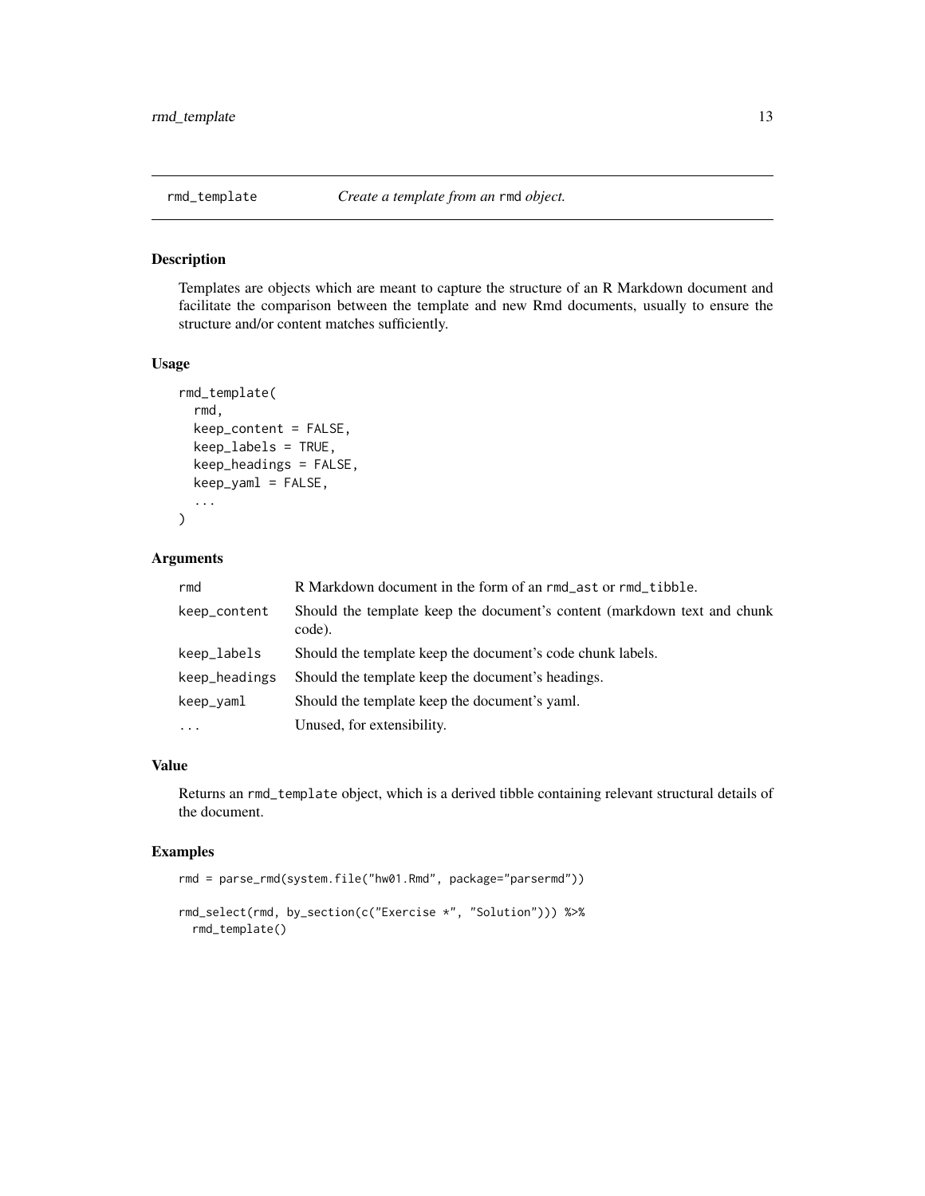## rmd_template — *Create a template from an rmd object.*

### Description

Templates are objects which are meant to capture the structure of an R Markdown document and facilitate the comparison between the template and new Rmd documents, usually to ensure the structure and/or content matches sufficiently.

### Usage

```
rmd_template(
  rmd,
  keep_content = FALSE,
  keep_labels = TRUE,
  keep_headings = FALSE,
  keep_yaml = FALSE,
  ...
)
```

### Arguments

| | |
|---|---|
| `rmd` | R Markdown document in the form of an `rmd_ast` or `rmd_tibble`. |
| `keep_content` | Should the template keep the document's content (markdown text and chunk code). |
| `keep_labels` | Should the template keep the document's code chunk labels. |
| `keep_headings` | Should the template keep the document's headings. |
| `keep_yaml` | Should the template keep the document's yaml. |
| `...` | Unused, for extensibility. |

### Value

Returns an `rmd_template` object, which is a derived tibble containing relevant structural details of the document.

### Examples

```
rmd = parse_rmd(system.file("hw01.Rmd", package="parsermd"))

rmd_select(rmd, by_section(c("Exercise *", "Solution"))) %>%
  rmd_template()
```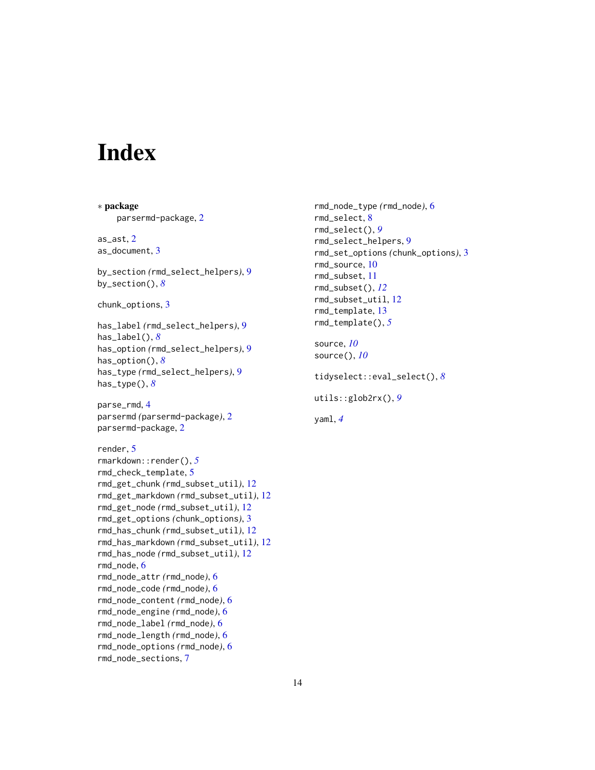# Index

∗ **package**
  parsermd-package, 2

as_ast, 2
as_document, 3

by_section *(*rmd_select_helpers*)*, 9
by_section(), *8*

chunk_options, 3

has_label *(*rmd_select_helpers*)*, 9
has_label(), *8*
has_option *(*rmd_select_helpers*)*, 9
has_option(), *8*
has_type *(*rmd_select_helpers*)*, 9
has_type(), *8*

parse_rmd, 4
parsermd *(*parsermd-package*)*, 2
parsermd-package, 2

render, 5
rmarkdown::render(), *5*
rmd_check_template, 5
rmd_get_chunk *(*rmd_subset_util*)*, 12
rmd_get_markdown *(*rmd_subset_util*)*, 12
rmd_get_node *(*rmd_subset_util*)*, 12
rmd_get_options *(*chunk_options*)*, 3
rmd_has_chunk *(*rmd_subset_util*)*, 12
rmd_has_markdown *(*rmd_subset_util*)*, 12
rmd_has_node *(*rmd_subset_util*)*, 12
rmd_node, 6
rmd_node_attr *(*rmd_node*)*, 6
rmd_node_code *(*rmd_node*)*, 6
rmd_node_content *(*rmd_node*)*, 6
rmd_node_engine *(*rmd_node*)*, 6
rmd_node_label *(*rmd_node*)*, 6
rmd_node_length *(*rmd_node*)*, 6
rmd_node_options *(*rmd_node*)*, 6
rmd_node_sections, 7
rmd_node_type *(*rmd_node*)*, 6
rmd_select, 8
rmd_select(), *9*
rmd_select_helpers, 9
rmd_set_options *(*chunk_options*)*, 3
rmd_source, 10
rmd_subset, 11
rmd_subset(), *12*
rmd_subset_util, 12
rmd_template, 13
rmd_template(), *5*

source, *10*
source(), *10*

tidyselect::eval_select(), *8*

utils::glob2rx(), *9*

yaml, *4*